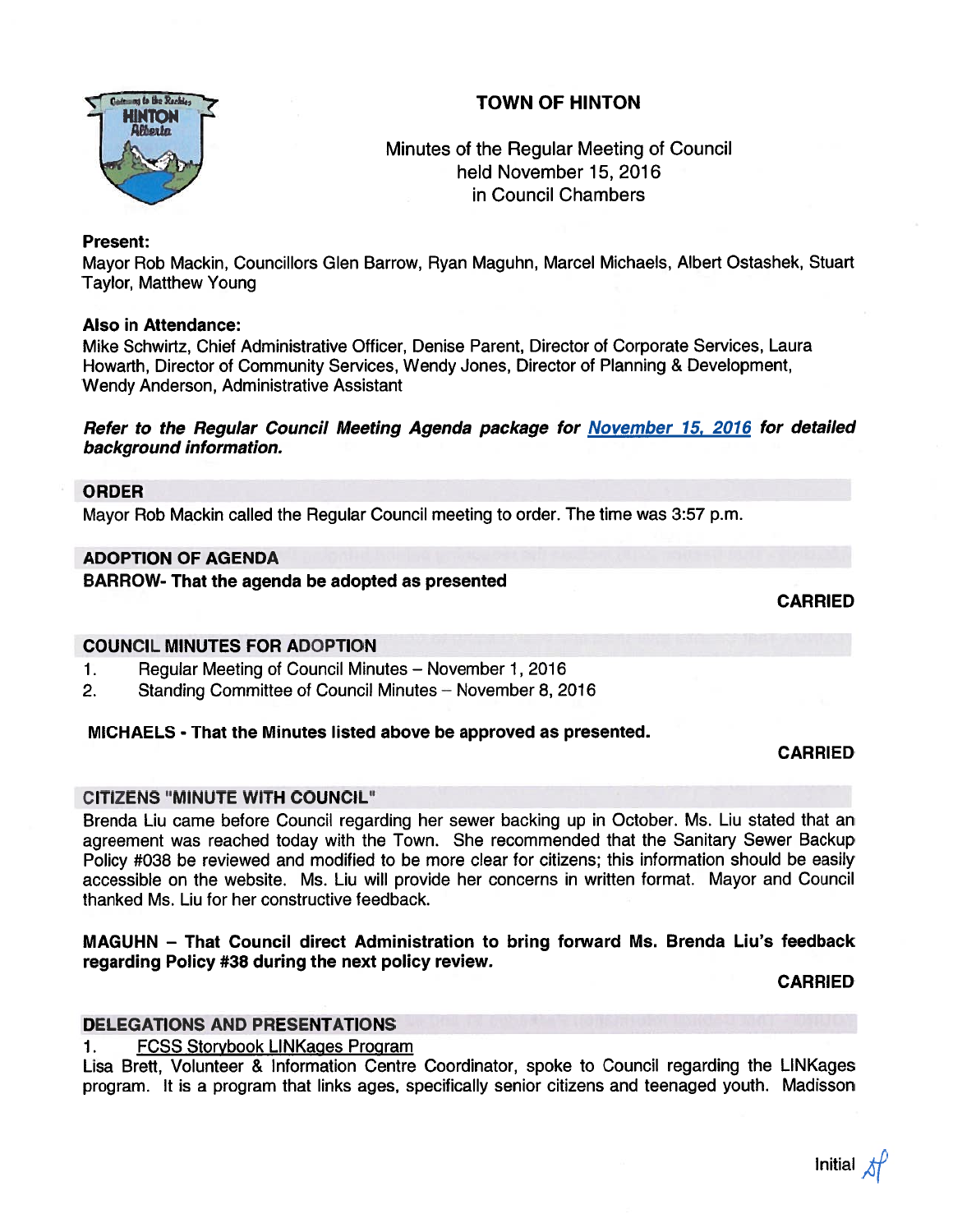# TOWN OF HINTON

Minutes of the Regular Meeting of Council
held November 15, 2016
in Council Chambers

**Present:**
Mayor Rob Mackin, Councillors Glen Barrow, Ryan Maguhn, Marcel Michaels, Albert Ostashek, Stuart Taylor, Matthew Young

**Also in Attendance:**
Mike Schwirtz, Chief Administrative Officer, Denise Parent, Director of Corporate Services, Laura Howarth, Director of Community Services, Wendy Jones, Director of Planning & Development, Wendy Anderson, Administrative Assistant

***Refer to the Regular Council Meeting Agenda package for [November 15, 2016](#) for detailed background information.***

## ORDER

Mayor Rob Mackin called the Regular Council meeting to order. The time was 3:57 p.m.

## ADOPTION OF AGENDA

**BARROW- That the agenda be adopted as presented**

**CARRIED**

## COUNCIL MINUTES FOR ADOPTION

1. Regular Meeting of Council Minutes – November 1, 2016
2. Standing Committee of Council Minutes – November 8, 2016

**MICHAELS - That the Minutes listed above be approved as presented.**

**CARRIED**

## CITIZENS "MINUTE WITH COUNCIL"

Brenda Liu came before Council regarding her sewer backing up in October. Ms. Liu stated that an agreement was reached today with the Town. She recommended that the Sanitary Sewer Backup Policy #038 be reviewed and modified to be more clear for citizens; this information should be easily accessible on the website. Ms. Liu will provide her concerns in written format. Mayor and Council thanked Ms. Liu for her constructive feedback.

**MAGUHN – That Council direct Administration to bring forward Ms. Brenda Liu's feedback regarding Policy #38 during the next policy review.**

**CARRIED**

## DELEGATIONS AND PRESENTATIONS

1. FCSS Storybook LINKages Program

Lisa Brett, Volunteer & Information Centre Coordinator, spoke to Council regarding the LINKages program. It is a program that links ages, specifically senior citizens and teenaged youth. Madisson

Initial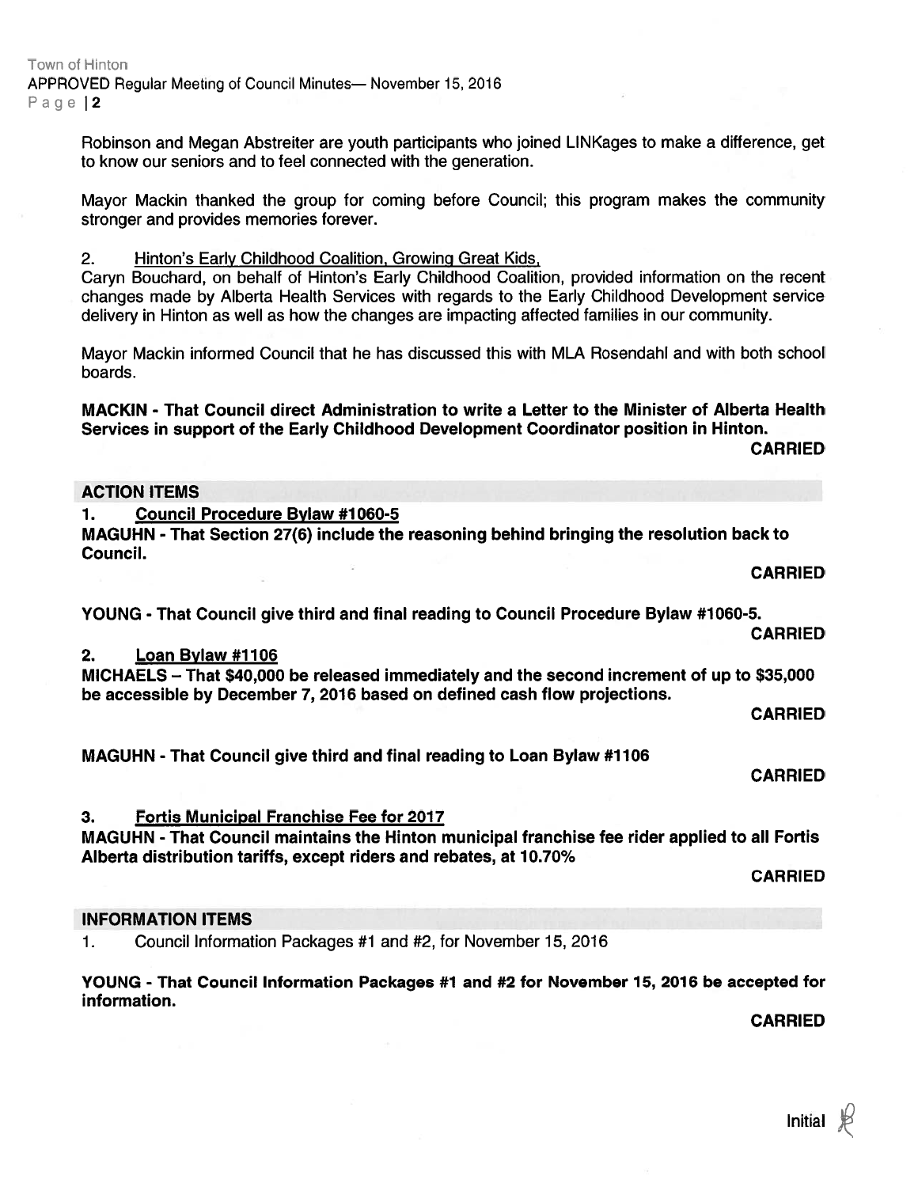Robinson and Megan Abstreiter are youth participants who joined LINKages to make a difference, get to know our seniors and to feel connected with the generation.

Mayor Mackin thanked the group for coming before Council; this program makes the community stronger and provides memories forever.

2. Hinton's Early Childhood Coalition, Growing Great Kids,

Caryn Bouchard, on behalf of Hinton's Early Childhood Coalition, provided information on the recent changes made by Alberta Health Services with regards to the Early Childhood Development service delivery in Hinton as well as how the changes are impacting affected families in our community.

Mayor Mackin informed Council that he has discussed this with MLA Rosendahl and with both school boards.

**MACKIN - That Council direct Administration to write a Letter to the Minister of Alberta Health Services in support of the Early Childhood Development Coordinator position in Hinton.**

**CARRIED**

## ACTION ITEMS

**1. Council Procedure Bylaw #1060-5**

**MAGUHN - That Section 27(6) include the reasoning behind bringing the resolution back to Council.**

**CARRIED**

**YOUNG - That Council give third and final reading to Council Procedure Bylaw #1060-5.**

**CARRIED**

**2. Loan Bylaw #1106**

**MICHAELS – That $40,000 be released immediately and the second increment of up to $35,000 be accessible by December 7, 2016 based on defined cash flow projections.**

**CARRIED**

**MAGUHN - That Council give third and final reading to Loan Bylaw #1106**

**CARRIED**

**3. Fortis Municipal Franchise Fee for 2017**

**MAGUHN - That Council maintains the Hinton municipal franchise fee rider applied to all Fortis Alberta distribution tariffs, except riders and rebates, at 10.70%**

**CARRIED**

## INFORMATION ITEMS

1. Council Information Packages #1 and #2, for November 15, 2016

**YOUNG - That Council Information Packages #1 and #2 for November 15, 2016 be accepted for information.**

**CARRIED**

Initial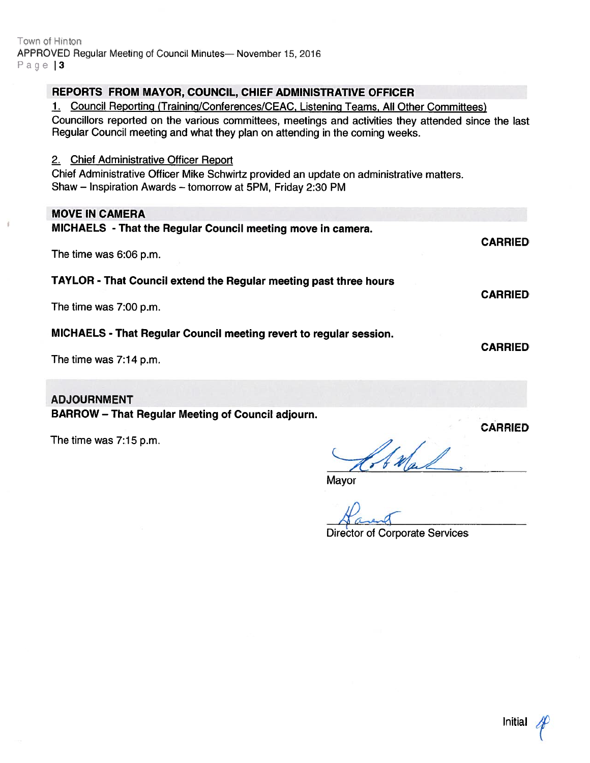## REPORTS FROM MAYOR, COUNCIL, CHIEF ADMINISTRATIVE OFFICER

1. Council Reporting (Training/Conferences/CEAC, Listening Teams, All Other Committees)

Councillors reported on the various committees, meetings and activities they attended since the last Regular Council meeting and what they plan on attending in the coming weeks.

2. Chief Administrative Officer Report

Chief Administrative Officer Mike Schwirtz provided an update on administrative matters.
Shaw – Inspiration Awards – tomorrow at 5PM, Friday 2:30 PM

## MOVE IN CAMERA

**MICHAELS - That the Regular Council meeting move in camera.**

**CARRIED**

The time was 6:06 p.m.

**TAYLOR - That Council extend the Regular meeting past three hours**

**CARRIED**

The time was 7:00 p.m.

**MICHAELS - That Regular Council meeting revert to regular session.**

**CARRIED**

The time was 7:14 p.m.

## ADJOURNMENT

**BARROW – That Regular Meeting of Council adjourn.**

**CARRIED**

The time was 7:15 p.m.

Mayor

Director of Corporate Services

Initial